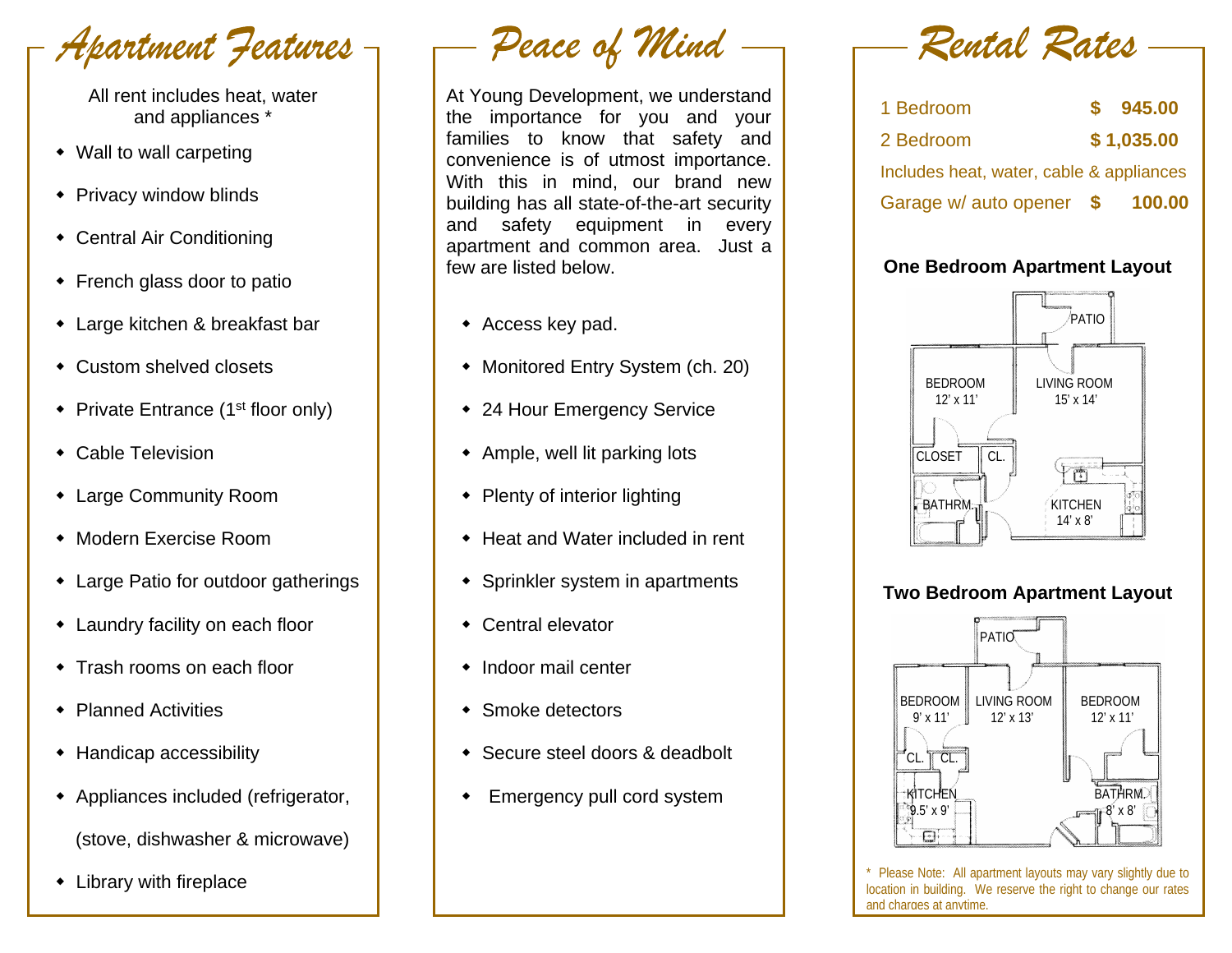## Apartment Features

All rent includes heat, water and appliances *

- Wall to wall carpeting
- Privacy window blinds
- Central Air Conditioning
- French glass door to patio
- Large kitchen & breakfast bar
- Custom shelved closets
- Private Entrance (1st floor only)
- Cable Television
- Large Community Room
- Modern Exercise Room
- Large Patio for outdoor gatherings
- Laundry facility on each floor
- Trash rooms on each floor
- Planned Activities
- Handicap accessibility
- Appliances included (refrigerator, (stove, dishwasher & microwave)
- Library with fireplace

## Peace of Mind

At Young Development, we understand the importance for you and your families to know that safety and convenience is of utmost importance. With this in mind, our brand new building has all state-of-the-art security and safety equipment in every apartment and common area. Just a few are listed below.

- Access key pad.
- Monitored Entry System (ch. 20)
- 24 Hour Emergency Service
- Ample, well lit parking lots
- Plenty of interior lighting
- Heat and Water included in rent
- Sprinkler system in apartments
- Central elevator
- Indoor mail center
- Smoke detectors
- Secure steel doors & deadbolt
- Emergency pull cord system

## Rental Rates

| | |
|---|---|
| 1 Bedroom | $ 945.00 |
| 2 Bedroom | $ 1,035.00 |

Includes heat, water, cable & appliances

| | |
|---|---|
| Garage w/ auto opener | $ 100.00 |

### One Bedroom Apartment Layout

PATIO

BEDROOM 12' x 11'

LIVING ROOM 15' x 14'

CLOSET

CL.

BATHRM.

KITCHEN 14' x 8'

### Two Bedroom Apartment Layout

PATIO

BEDROOM 9' x 11'

LIVING ROOM 12' x 13'

BEDROOM 12' x 11'

CL. CL.

KITCHEN 9.5' x 9'

BATHRM. 8' x 8'

* Please Note: All apartment layouts may vary slightly due to location in building. We reserve the right to change our rates and charges at anytime.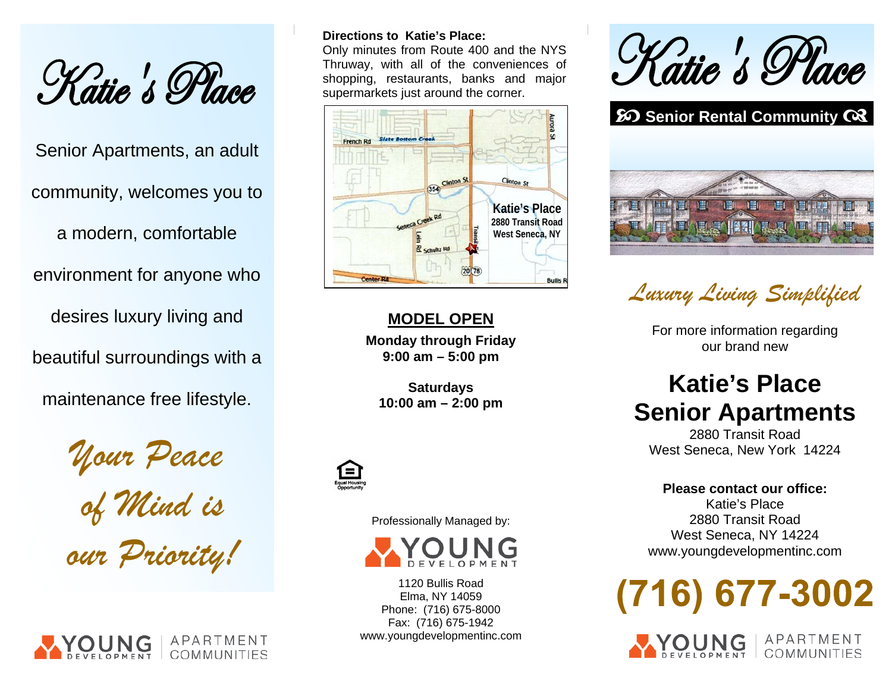# Katie's Place

Senior Apartments, an adult community, welcomes you to a modern, comfortable environment for anyone who desires luxury living and beautiful surroundings with a maintenance free lifestyle.

*Your Peace of Mind is our Priority!*

YOUNG DEVELOPMENT | APARTMENT COMMUNITIES

**Directions to Katie's Place:**
Only minutes from Route 400 and the NYS Thruway, with all of the conveniences of shopping, restaurants, banks and major supermarkets just around the corner.

French Rd
Slate Bottom Creek
Aurora St
Clinton St
354
Clinton St
Seneca Creek Rd
Lein Rd
Schultz Rd
Transit
20 78
Center Rd
Bullis R
**Katie's Place**
**2880 Transit Road**
**West Seneca, NY**

## MODEL OPEN

**Monday through Friday**
**9:00 am – 5:00 pm**

**Saturdays**
**10:00 am – 2:00 pm**

Equal Housing Opportunity

Professionally Managed by:

YOUNG DEVELOPMENT

1120 Bullis Road
Elma, NY 14059
Phone: (716) 675-8000
Fax: (716) 675-1942
www.youngdevelopmentinc.com

# Katie's Place

**Senior Rental Community**

*Luxury Living Simplified*

For more information regarding our brand new

## Katie's Place Senior Apartments

2880 Transit Road
West Seneca, New York 14224

**Please contact our office:**
Katie's Place
2880 Transit Road
West Seneca, NY 14224
www.youngdevelopmentinc.com

# (716) 677-3002

YOUNG DEVELOPMENT | APARTMENT COMMUNITIES